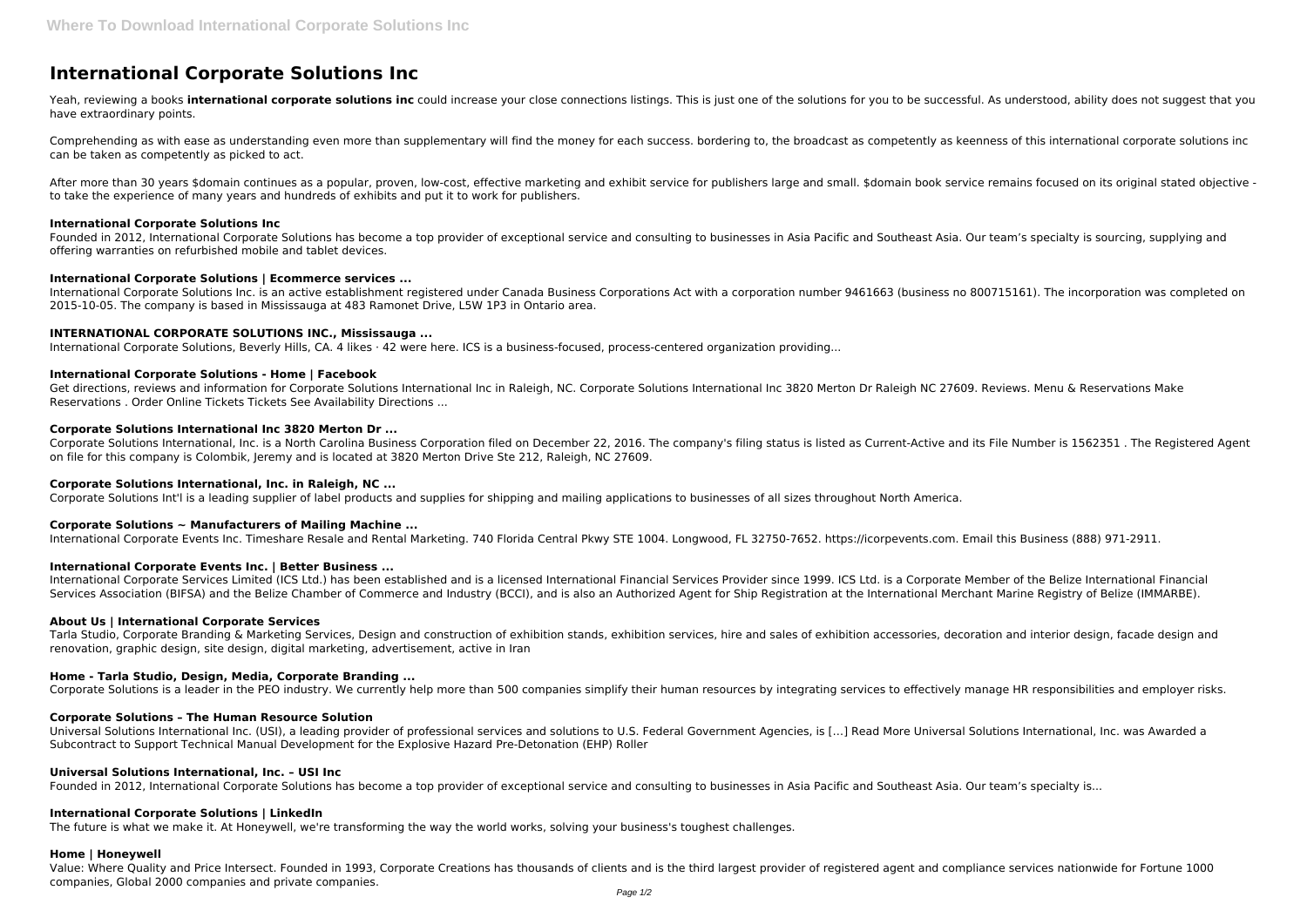# International Corporate Solutions Inc

Yeah, reviewing a books **international corporate solutions inc** could increase your close connections listings. This is just one of the solutions for you to be successful. As understood, ability does not suggest that you have extraordinary points.

Comprehending as with ease as understanding even more than supplementary will find the money for each success. bordering to, the broadcast as competently as keenness of this international corporate solutions inc can be taken as competently as picked to act.

After more than 30 years $domain continues as a popular, proven, low-cost, effective marketing and exhibit service for publishers large and small. $domain book service remains focused on its original stated objective - to take the experience of many years and hundreds of exhibits and put it to work for publishers.

### International Corporate Solutions Inc

Founded in 2012, International Corporate Solutions has become a top provider of exceptional service and consulting to businesses in Asia Pacific and Southeast Asia. Our team's specialty is sourcing, supplying and offering warranties on refurbished mobile and tablet devices.

### International Corporate Solutions | Ecommerce services ...

International Corporate Solutions Inc. is an active establishment registered under Canada Business Corporations Act with a corporation number 9461663 (business no 800715161). The incorporation was completed on 2015-10-05. The company is based in Mississauga at 483 Ramonet Drive, L5W 1P3 in Ontario area.

### INTERNATIONAL CORPORATE SOLUTIONS INC., Mississauga ...

International Corporate Solutions, Beverly Hills, CA. 4 likes · 42 were here. ICS is a business-focused, process-centered organization providing...

### International Corporate Solutions - Home | Facebook

Get directions, reviews and information for Corporate Solutions International Inc in Raleigh, NC. Corporate Solutions International Inc 3820 Merton Dr Raleigh NC 27609. Reviews. Menu & Reservations Make Reservations . Order Online Tickets Tickets See Availability Directions ...

### Corporate Solutions International Inc 3820 Merton Dr ...

Corporate Solutions International, Inc. is a North Carolina Business Corporation filed on December 22, 2016. The company's filing status is listed as Current-Active and its File Number is 1562351 . The Registered Agent on file for this company is Colombik, Jeremy and is located at 3820 Merton Drive Ste 212, Raleigh, NC 27609.

### Corporate Solutions International, Inc. in Raleigh, NC ...

Corporate Solutions Int'l is a leading supplier of label products and supplies for shipping and mailing applications to businesses of all sizes throughout North America.

### Corporate Solutions ~ Manufacturers of Mailing Machine ...

International Corporate Events Inc. Timeshare Resale and Rental Marketing. 740 Florida Central Pkwy STE 1004. Longwood, FL 32750-7652. https://icorpevents.com. Email this Business (888) 971-2911.

### International Corporate Events Inc. | Better Business ...

International Corporate Services Limited (ICS Ltd.) has been established and is a licensed International Financial Services Provider since 1999. ICS Ltd. is a Corporate Member of the Belize International Financial Services Association (BIFSA) and the Belize Chamber of Commerce and Industry (BCCI), and is also an Authorized Agent for Ship Registration at the International Merchant Marine Registry of Belize (IMMARBE).

### About Us | International Corporate Services

Tarla Studio, Corporate Branding & Marketing Services, Design and construction of exhibition stands, exhibition services, hire and sales of exhibition accessories, decoration and interior design, facade design and renovation, graphic design, site design, digital marketing, advertisement, active in Iran

### Home - Tarla Studio, Design, Media, Corporate Branding ...

Corporate Solutions is a leader in the PEO industry. We currently help more than 500 companies simplify their human resources by integrating services to effectively manage HR responsibilities and employer risks.

### Corporate Solutions – The Human Resource Solution

Universal Solutions International Inc. (USI), a leading provider of professional services and solutions to U.S. Federal Government Agencies, is […] Read More Universal Solutions International, Inc. was Awarded a Subcontract to Support Technical Manual Development for the Explosive Hazard Pre-Detonation (EHP) Roller

### Universal Solutions International, Inc. – USI Inc

Founded in 2012, International Corporate Solutions has become a top provider of exceptional service and consulting to businesses in Asia Pacific and Southeast Asia. Our team's specialty is...

### International Corporate Solutions | LinkedIn

The future is what we make it. At Honeywell, we're transforming the way the world works, solving your business's toughest challenges.

### Home | Honeywell

Value: Where Quality and Price Intersect. Founded in 1993, Corporate Creations has thousands of clients and is the third largest provider of registered agent and compliance services nationwide for Fortune 1000 companies, Global 2000 companies and private companies.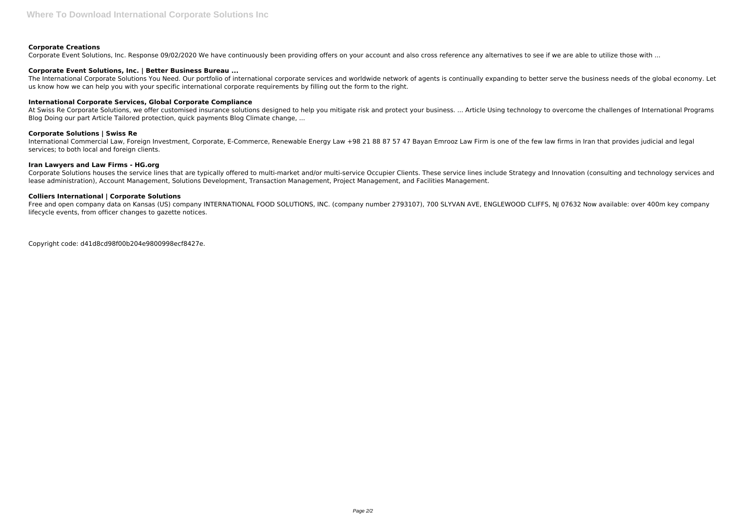### Corporate Creations

Corporate Event Solutions, Inc. Response 09/02/2020 We have continuously been providing offers on your account and also cross reference any alternatives to see if we are able to utilize those with ...

### Corporate Event Solutions, Inc. | Better Business Bureau ...

The International Corporate Solutions You Need. Our portfolio of international corporate services and worldwide network of agents is continually expanding to better serve the business needs of the global economy. Let us know how we can help you with your specific international corporate requirements by filling out the form to the right.

### International Corporate Services, Global Corporate Compliance

At Swiss Re Corporate Solutions, we offer customised insurance solutions designed to help you mitigate risk and protect your business. ... Article Using technology to overcome the challenges of International Programs Blog Doing our part Article Tailored protection, quick payments Blog Climate change, ...

### Corporate Solutions | Swiss Re

International Commercial Law, Foreign Investment, Corporate, E-Commerce, Renewable Energy Law +98 21 88 87 57 47 Bayan Emrooz Law Firm is one of the few law firms in Iran that provides judicial and legal services; to both local and foreign clients.

### Iran Lawyers and Law Firms - HG.org

Corporate Solutions houses the service lines that are typically offered to multi-market and/or multi-service Occupier Clients. These service lines include Strategy and Innovation (consulting and technology services and lease administration), Account Management, Solutions Development, Transaction Management, Project Management, and Facilities Management.

### Colliers International | Corporate Solutions

Free and open company data on Kansas (US) company INTERNATIONAL FOOD SOLUTIONS, INC. (company number 2793107), 700 SLYVAN AVE, ENGLEWOOD CLIFFS, NJ 07632 Now available: over 400m key company lifecycle events, from officer changes to gazette notices.

Copyright code: d41d8cd98f00b204e9800998ecf8427e.